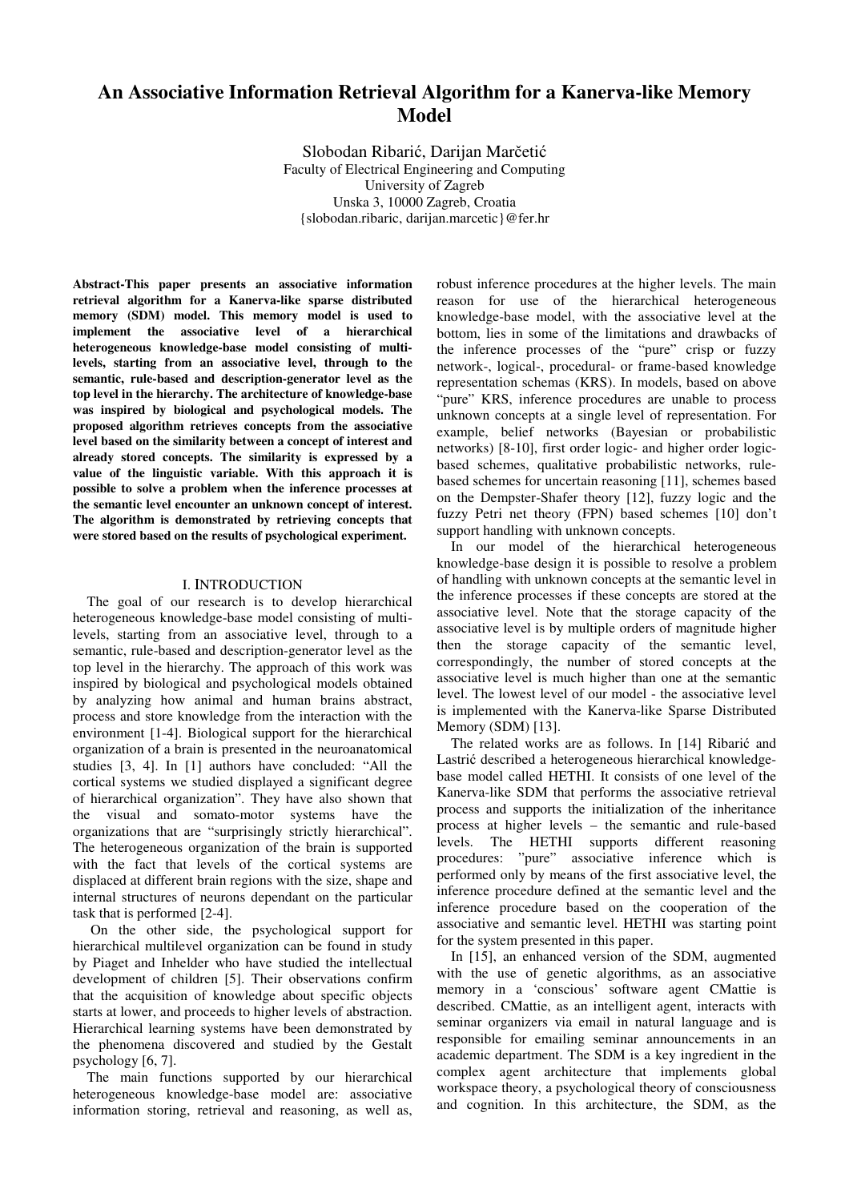# An Associative Information Retrieval Algorithm for a Kanerva-like Memory Model

Slobodan Ribarić, Darijan Marčetić
Faculty of Electrical Engineering and Computing
University of Zagreb
Unska 3, 10000 Zagreb, Croatia
{slobodan.ribaric, darijan.marcetic}@fer.hr

**Abstract-This paper presents an associative information retrieval algorithm for a Kanerva-like sparse distributed memory (SDM) model. This memory model is used to implement the associative level of a hierarchical heterogeneous knowledge-base model consisting of multi-levels, starting from an associative level, through to the semantic, rule-based and description-generator level as the top level in the hierarchy. The architecture of knowledge-base was inspired by biological and psychological models. The proposed algorithm retrieves concepts from the associative level based on the similarity between a concept of interest and already stored concepts. The similarity is expressed by a value of the linguistic variable. With this approach it is possible to solve a problem when the inference processes at the semantic level encounter an unknown concept of interest. The algorithm is demonstrated by retrieving concepts that were stored based on the results of psychological experiment.**

## I. INTRODUCTION

The goal of our research is to develop hierarchical heterogeneous knowledge-base model consisting of multi-levels, starting from an associative level, through to a semantic, rule-based and description-generator level as the top level in the hierarchy. The approach of this work was inspired by biological and psychological models obtained by analyzing how animal and human brains abstract, process and store knowledge from the interaction with the environment [1-4]. Biological support for the hierarchical organization of a brain is presented in the neuroanatomical studies [3, 4]. In [1] authors have concluded: "All the cortical systems we studied displayed a significant degree of hierarchical organization". They have also shown that the visual and somato-motor systems have the organizations that are "surprisingly strictly hierarchical". The heterogeneous organization of the brain is supported with the fact that levels of the cortical systems are displaced at different brain regions with the size, shape and internal structures of neurons dependant on the particular task that is performed [2-4].

On the other side, the psychological support for hierarchical multilevel organization can be found in study by Piaget and Inhelder who have studied the intellectual development of children [5]. Their observations confirm that the acquisition of knowledge about specific objects starts at lower, and proceeds to higher levels of abstraction. Hierarchical learning systems have been demonstrated by the phenomena discovered and studied by the Gestalt psychology [6, 7].

The main functions supported by our hierarchical heterogeneous knowledge-base model are: associative information storing, retrieval and reasoning, as well as, robust inference procedures at the higher levels. The main reason for use of the hierarchical heterogeneous knowledge-base model, with the associative level at the bottom, lies in some of the limitations and drawbacks of the inference processes of the "pure" crisp or fuzzy network-, logical-, procedural- or frame-based knowledge representation schemas (KRS). In models, based on above "pure" KRS, inference procedures are unable to process unknown concepts at a single level of representation. For example, belief networks (Bayesian or probabilistic networks) [8-10], first order logic- and higher order logic-based schemes, qualitative probabilistic networks, rule-based schemes for uncertain reasoning [11], schemes based on the Dempster-Shafer theory [12], fuzzy logic and the fuzzy Petri net theory (FPN) based schemes [10] don't support handling with unknown concepts.

In our model of the hierarchical heterogeneous knowledge-base design it is possible to resolve a problem of handling with unknown concepts at the semantic level in the inference processes if these concepts are stored at the associative level. Note that the storage capacity of the associative level is by multiple orders of magnitude higher then the storage capacity of the semantic level, correspondingly, the number of stored concepts at the associative level is much higher than one at the semantic level. The lowest level of our model - the associative level is implemented with the Kanerva-like Sparse Distributed Memory (SDM) [13].

The related works are as follows. In [14] Ribarić and Lastrić described a heterogeneous hierarchical knowledge-base model called HETHI. It consists of one level of the Kanerva-like SDM that performs the associative retrieval process and supports the initialization of the inheritance process at higher levels – the semantic and rule-based levels. The HETHI supports different reasoning procedures: "pure" associative inference which is performed only by means of the first associative level, the inference procedure defined at the semantic level and the inference procedure based on the cooperation of the associative and semantic level. HETHI was starting point for the system presented in this paper.

In [15], an enhanced version of the SDM, augmented with the use of genetic algorithms, as an associative memory in a 'conscious' software agent CMattie is described. CMattie, as an intelligent agent, interacts with seminar organizers via email in natural language and is responsible for emailing seminar announcements in an academic department. The SDM is a key ingredient in the complex agent architecture that implements global workspace theory, a psychological theory of consciousness and cognition. In this architecture, the SDM, as the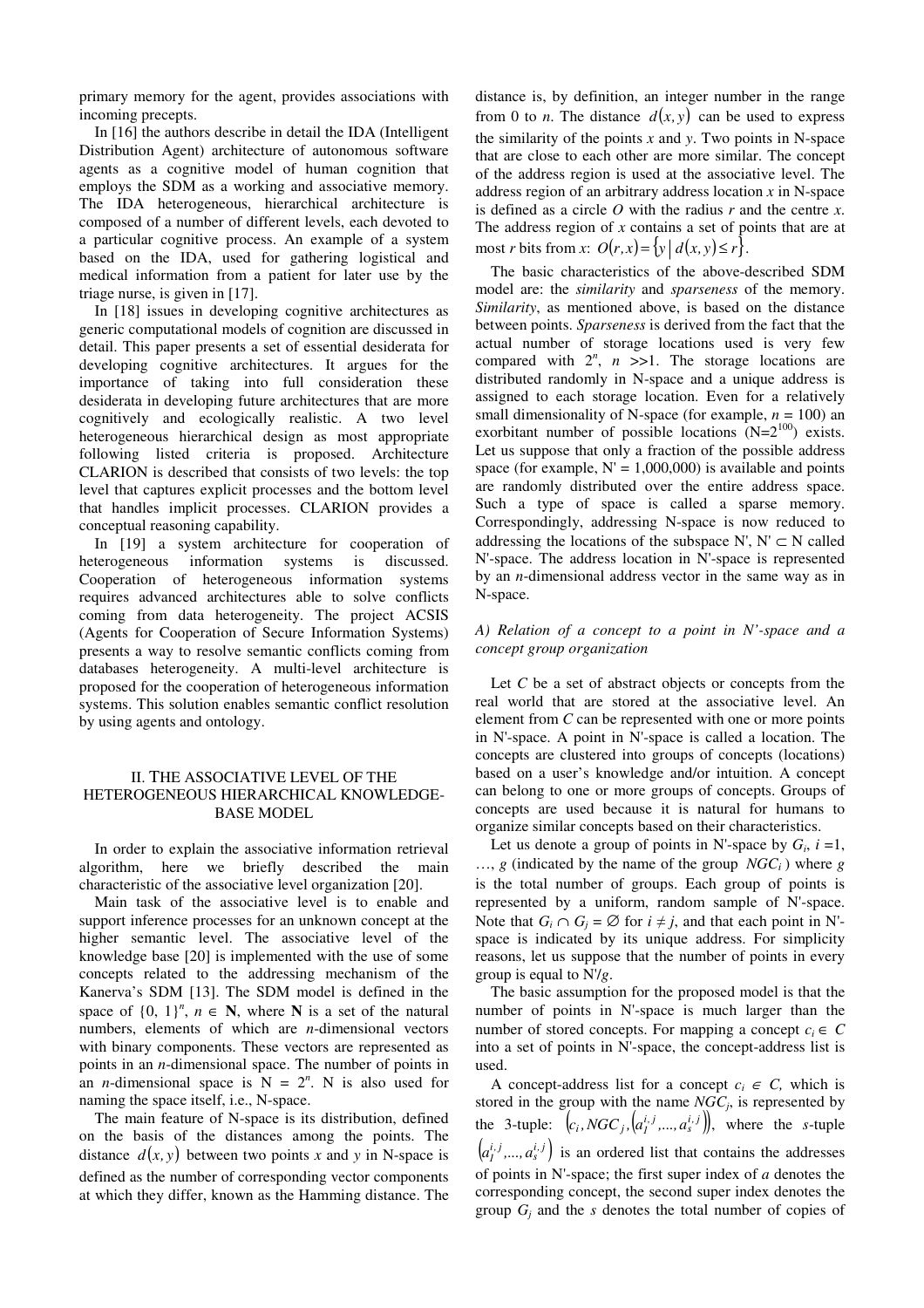primary memory for the agent, provides associations with incoming precepts.

In [16] the authors describe in detail the IDA (Intelligent Distribution Agent) architecture of autonomous software agents as a cognitive model of human cognition that employs the SDM as a working and associative memory. The IDA heterogeneous, hierarchical architecture is composed of a number of different levels, each devoted to a particular cognitive process. An example of a system based on the IDA, used for gathering logistical and medical information from a patient for later use by the triage nurse, is given in [17].

In [18] issues in developing cognitive architectures as generic computational models of cognition are discussed in detail. This paper presents a set of essential desiderata for developing cognitive architectures. It argues for the importance of taking into full consideration these desiderata in developing future architectures that are more cognitively and ecologically realistic. A two level heterogeneous hierarchical design as most appropriate following listed criteria is proposed. Architecture CLARION is described that consists of two levels: the top level that captures explicit processes and the bottom level that handles implicit processes. CLARION provides a conceptual reasoning capability.

In [19] a system architecture for cooperation of heterogeneous information systems is discussed. Cooperation of heterogeneous information systems requires advanced architectures able to solve conflicts coming from data heterogeneity. The project ACSIS (Agents for Cooperation of Secure Information Systems) presents a way to resolve semantic conflicts coming from databases heterogeneity. A multi-level architecture is proposed for the cooperation of heterogeneous information systems. This solution enables semantic conflict resolution by using agents and ontology.

## II. THE ASSOCIATIVE LEVEL OF THE HETEROGENEOUS HIERARCHICAL KNOWLEDGE-BASE MODEL

In order to explain the associative information retrieval algorithm, here we briefly described the main characteristic of the associative level organization [20].

Main task of the associative level is to enable and support inference processes for an unknown concept at the higher semantic level. The associative level of the knowledge base [20] is implemented with the use of some concepts related to the addressing mechanism of the Kanerva's SDM [13]. The SDM model is defined in the space of $\{0, 1\}^n$, $n \in \mathbf{N}$, where $\mathbf{N}$ is a set of the natural numbers, elements of which are $n$-dimensional vectors with binary components. These vectors are represented as points in an $n$-dimensional space. The number of points in an $n$-dimensional space is $\mathrm{N} = 2^n$. N is also used for naming the space itself, i.e., N-space.

The main feature of N-space is its distribution, defined on the basis of the distances among the points. The distance $d(x, y)$ between two points $x$ and $y$ in N-space is defined as the number of corresponding vector components at which they differ, known as the Hamming distance. The distance is, by definition, an integer number in the range from 0 to $n$. The distance $d(x, y)$ can be used to express the similarity of the points $x$ and $y$. Two points in N-space that are close to each other are more similar. The concept of the address region is used at the associative level. The address region of an arbitrary address location $x$ in N-space is defined as a circle $O$ with the radius $r$ and the centre $x$. The address region of $x$ contains a set of points that are at most $r$ bits from $x$: $O(r, x) = \{y \mid d(x, y) \le r\}$.

The basic characteristics of the above-described SDM model are: the *similarity* and *sparseness* of the memory. *Similarity*, as mentioned above, is based on the distance between points. *Sparseness* is derived from the fact that the actual number of storage locations used is very few compared with $2^n$, $n \gg 1$. The storage locations are distributed randomly in N-space and a unique address is assigned to each storage location. Even for a relatively small dimensionality of N-space (for example, $n = 100$) an exorbitant number of possible locations ($\mathrm{N}=2^{100}$) exists. Let us suppose that only a fraction of the possible address space (for example, $\mathrm{N}' = 1{,}000{,}000$) is available and points are randomly distributed over the entire address space. Such a type of space is called a sparse memory. Correspondingly, addressing N-space is now reduced to addressing the locations of the subspace N', $\mathrm{N}' \subset \mathrm{N}$ called N'-space. The address location in N'-space is represented by an $n$-dimensional address vector in the same way as in N-space.

### *A) Relation of a concept to a point in N'-space and a concept group organization*

Let $C$ be a set of abstract objects or concepts from the real world that are stored at the associative level. An element from $C$ can be represented with one or more points in N'-space. A point in N'-space is called a location. The concepts are clustered into groups of concepts (locations) based on a user's knowledge and/or intuition. A concept can belong to one or more groups of concepts. Groups of concepts are used because it is natural for humans to organize similar concepts based on their characteristics.

Let us denote a group of points in N'-space by $G_i$, $i = 1, \ldots, g$ (indicated by the name of the group $NGC_i$) where $g$ is the total number of groups. Each group of points is represented by a uniform, random sample of N'-space. Note that $G_i \cap G_j = \varnothing$ for $i \neq j$, and that each point in N'-space is indicated by its unique address. For simplicity reasons, let us suppose that the number of points in every group is equal to N'/$g$.

The basic assumption for the proposed model is that the number of points in N'-space is much larger than the number of stored concepts. For mapping a concept $c_i \in C$ into a set of points in N'-space, the concept-address list is used.

A concept-address list for a concept $c_i \in C$, which is stored in the group with the name $NGC_j$, is represented by the 3-tuple: $\left(c_i, NGC_j, \left(a_1^{i,j}, \ldots, a_s^{i,j}\right)\right)$, where the $s$-tuple $\left(a_1^{i,j}, \ldots, a_s^{i,j}\right)$ is an ordered list that contains the addresses of points in N'-space; the first super index of $a$ denotes the corresponding concept, the second super index denotes the group $G_j$ and the $s$ denotes the total number of copies of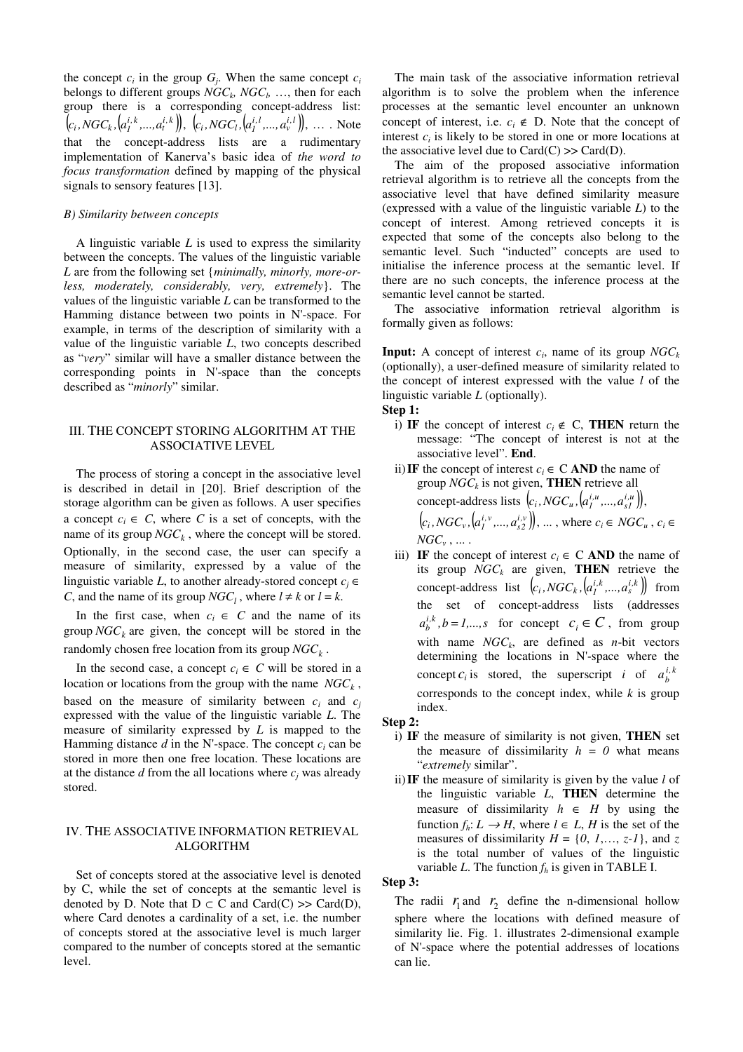the concept $c_i$ in the group $G_j$. When the same concept $c_i$ belongs to different groups $NGC_k$, $NGC_l$, …, then for each group there is a corresponding concept-address list: $\left(c_i, NGC_k, \left(a_1^{i,k},...,a_t^{i,k}\right)\right)$, $\left(c_i, NGC_l, \left(a_1^{i,l},...,a_v^{i,l}\right)\right)$, … . Note that the concept-address lists are a rudimentary implementation of Kanerva's basic idea of *the word to focus transformation* defined by mapping of the physical signals to sensory features [13].

### B) Similarity between concepts

A linguistic variable $L$ is used to express the similarity between the concepts. The values of the linguistic variable $L$ are from the following set {*minimally, minorly, more-or-less, moderately, considerably, very, extremely*}. The values of the linguistic variable $L$ can be transformed to the Hamming distance between two points in N'-space. For example, in terms of the description of similarity with a value of the linguistic variable $L$, two concepts described as "*very*" similar will have a smaller distance between the corresponding points in N'-space than the concepts described as "*minorly*" similar.

## III. The Concept Storing Algorithm at the Associative Level

The process of storing a concept in the associative level is described in detail in [20]. Brief description of the storage algorithm can be given as follows. A user specifies a concept $c_i \in C$, where $C$ is a set of concepts, with the name of its group $NGC_k$, where the concept will be stored. Optionally, in the second case, the user can specify a measure of similarity, expressed by a value of the linguistic variable $L$, to another already-stored concept $c_j \in C$, and the name of its group $NGC_l$, where $l \neq k$ or $l = k$.

In the first case, when $c_i \in C$ and the name of its group $NGC_k$ are given, the concept will be stored in the randomly chosen free location from its group $NGC_k$.

In the second case, a concept $c_i \in C$ will be stored in a location or locations from the group with the name $NGC_k$, based on the measure of similarity between $c_i$ and $c_j$ expressed with the value of the linguistic variable $L$. The measure of similarity expressed by $L$ is mapped to the Hamming distance $d$ in the N'-space. The concept $c_i$ can be stored in more then one free location. These locations are at the distance $d$ from the all locations where $c_j$ was already stored.

## IV. The Associative Information Retrieval Algorithm

Set of concepts stored at the associative level is denoted by C, while the set of concepts at the semantic level is denoted by D. Note that $D \subset C$ and $Card(C) >> Card(D)$, where Card denotes a cardinality of a set, i.e. the number of concepts stored at the associative level is much larger compared to the number of concepts stored at the semantic level.

The main task of the associative information retrieval algorithm is to solve the problem when the inference processes at the semantic level encounter an unknown concept of interest, i.e. $c_i \notin D$. Note that the concept of interest $c_i$ is likely to be stored in one or more locations at the associative level due to $Card(C) >> Card(D)$.

The aim of the proposed associative information retrieval algorithm is to retrieve all the concepts from the associative level that have defined similarity measure (expressed with a value of the linguistic variable $L$) to the concept of interest. Among retrieved concepts it is expected that some of the concepts also belong to the semantic level. Such "inducted" concepts are used to initialise the inference process at the semantic level. If there are no such concepts, the inference process at the semantic level cannot be started.

The associative information retrieval algorithm is formally given as follows:

**Input:** A concept of interest $c_i$, name of its group $NGC_k$ (optionally), a user-defined measure of similarity related to the concept of interest expressed with the value $l$ of the linguistic variable $L$ (optionally).

**Step 1:**

i) **IF** the concept of interest $c_i \notin C$, **THEN** return the message: "The concept of interest is not at the associative level". **End**.

ii) **IF** the concept of interest $c_i \in C$ **AND** the name of group $NGC_k$ is not given, **THEN** retrieve all concept-address lists $\left(c_i, NGC_u, \left(a_1^{i,u},...,a_{s1}^{i,u}\right)\right)$, $\left(c_i, NGC_v, \left(a_1^{i,v},...,a_{s2}^{i,v}\right)\right)$, … , where $c_i \in NGC_u$, $c_i \in NGC_v$, … .

iii) **IF** the concept of interest $c_i \in C$ **AND** the name of its group $NGC_k$ are given, **THEN** retrieve the concept-address list $\left(c_i, NGC_k, \left(a_1^{i,k},...,a_s^{i,k}\right)\right)$ from the set of concept-address lists (addresses $a_b^{i,k}, b = 1,...,s$ for concept $c_i \in C$, from group with name $NGC_k$, are defined as $n$-bit vectors determining the locations in N'-space where the concept $c_i$ is stored, the superscript $i$ of $a_b^{i,k}$ corresponds to the concept index, while $k$ is group index.

**Step 2:**

i) **IF** the measure of similarity is not given, **THEN** set the measure of dissimilarity $h = 0$ what means "*extremely* similar".

ii) **IF** the measure of similarity is given by the value $l$ of the linguistic variable $L$, **THEN** determine the measure of dissimilarity $h \in H$ by using the function $f_h: L \rightarrow H$, where $l \in L$, $H$ is the set of the measures of dissimilarity $H = \{0, 1,…, z\text{-}1\}$, and $z$ is the total number of values of the linguistic variable $L$. The function $f_h$ is given in TABLE I.

**Step 3:**

The radii $r_1$ and $r_2$ define the n-dimensional hollow sphere where the locations with defined measure of similarity lie. Fig. 1. illustrates 2-dimensional example of N'-space where the potential addresses of locations can lie.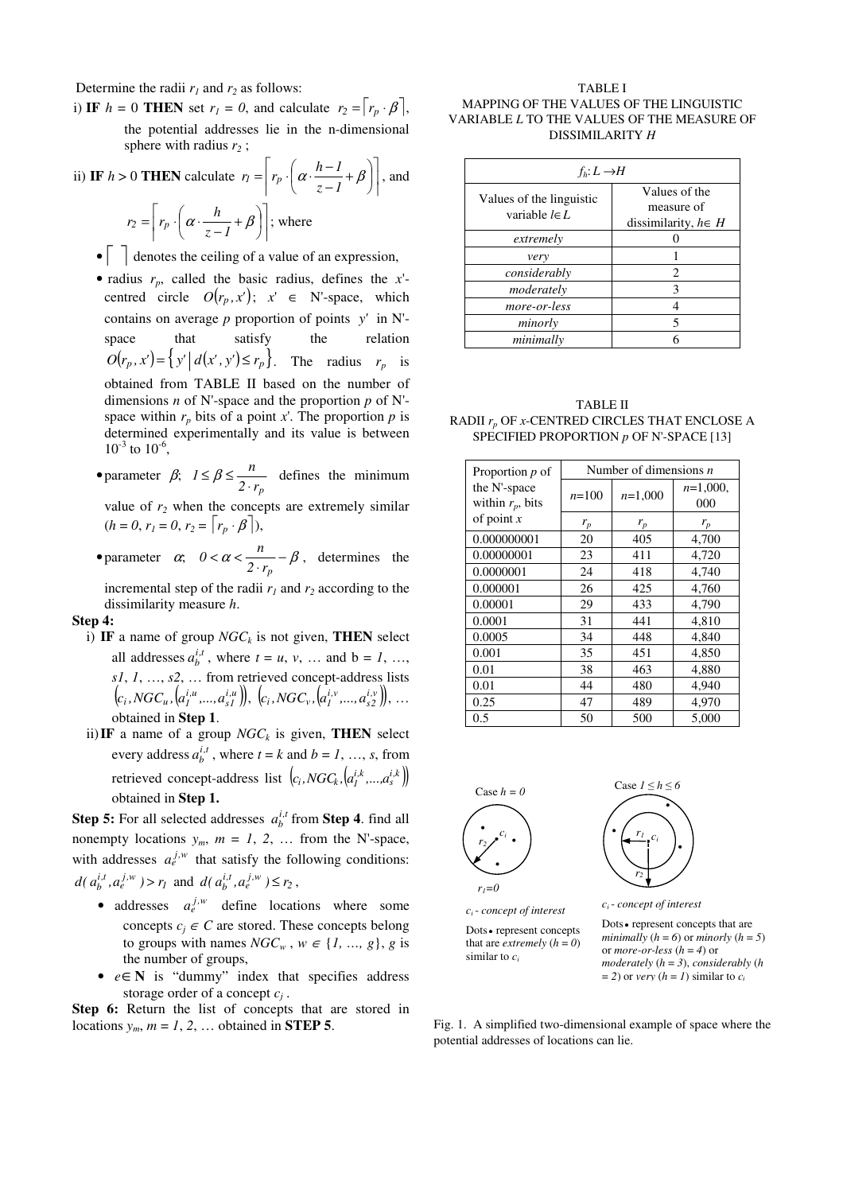Determine the radii $r_1$ and $r_2$ as follows:

i) **IF** $h = 0$ **THEN** set $r_1 = 0$, and calculate $r_2 = \lceil r_p \cdot \beta \rceil$, the potential addresses lie in the n-dimensional sphere with radius $r_2$ ;

ii) **IF** $h > 0$ **THEN** calculate $r_1 = \left\lceil r_p \cdot \left( \alpha \cdot \frac{h-1}{z-1} + \beta \right) \right\rceil$, and

$$r_2 = \left\lceil r_p \cdot \left( \alpha \cdot \frac{h}{z-1} + \beta \right) \right\rceil; \text{ where}$$

- $\lceil \ \rceil$ denotes the ceiling of a value of an expression,
- radius $r_p$, called the basic radius, defines the $x'$-centred circle $O(r_p, x')$; $x' \in$ N'-space, which contains on average $p$ proportion of points $y'$ in N'-space that satisfy the relation $O(r_p, x') = \{ y' \mid d(x', y') \le r_p \}$. The radius $r_p$ is obtained from TABLE II based on the number of dimensions $n$ of N'-space and the proportion $p$ of N'-space within $r_p$ bits of a point $x'$. The proportion $p$ is determined experimentally and its value is between $10^{-3}$ to $10^{-6}$,
- parameter $\beta$; $1 \le \beta \le \frac{n}{2 \cdot r_p}$ defines the minimum value of $r_2$ when the concepts are extremely similar ($h = 0$, $r_1 = 0$, $r_2 = \lceil r_p \cdot \beta \rceil$),
- parameter $\alpha$; $0 < \alpha < \frac{n}{2 \cdot r_p} - \beta$, determines the incremental step of the radii $r_1$ and $r_2$ according to the dissimilarity measure $h$.

**Step 4:**

i) **IF** a name of group $NGC_k$ is not given, **THEN** select all addresses $a_b^{i,t}$, where $t = u, v, \ldots$ and $b = 1, \ldots, s1, 1, \ldots, s2, \ldots$ from retrieved concept-address lists $\left(c_i, NGC_u, \left(a_1^{i,u}, \ldots, a_{s1}^{i,u}\right)\right)$, $\left(c_i, NGC_v, \left(a_1^{i,v}, \ldots, a_{s2}^{i,v}\right)\right)$, … obtained in **Step 1**.

ii) **IF** a name of a group $NGC_k$ is given, **THEN** select every address $a_b^{i,t}$, where $t = k$ and $b = 1, \ldots, s$, from retrieved concept-address list $\left(c_i, NGC_k, \left(a_1^{i,k}, \ldots, a_s^{i,k}\right)\right)$ obtained in **Step 1.**

**Step 5:** For all selected addresses $a_b^{i,t}$ from **Step 4**. find all nonempty locations $y_m$, $m = 1, 2, \ldots$ from the N'-space, with addresses $a_e^{j,w}$ that satisfy the following conditions: $d(a_b^{i,t}, a_e^{j,w}) > r_1$ and $d(a_b^{i,t}, a_e^{j,w}) \le r_2$,

- addresses $a_e^{j,w}$ define locations where some concepts $c_j \in C$ are stored. These concepts belong to groups with names $NGC_w$, $w \in \{1, \ldots, g\}$, $g$ is the number of groups,
- $e \in \mathbf{N}$ is "dummy" index that specifies address storage order of a concept $c_j$.

**Step 6:** Return the list of concepts that are stored in locations $y_m$, $m = 1, 2, \ldots$ obtained in **STEP 5**.

TABLE I
MAPPING OF THE VALUES OF THE LINGUISTIC VARIABLE $L$ TO THE VALUES OF THE MEASURE OF DISSIMILARITY $H$

| $f_h: L \rightarrow H$ | |
|---|---|
| Values of the linguistic variable $l \in L$ | Values of the measure of dissimilarity, $h \in H$ |
| *extremely* | 0 |
| *very* | 1 |
| *considerably* | 2 |
| *moderately* | 3 |
| *more-or-less* | 4 |
| *minorly* | 5 |
| *minimally* | 6 |

TABLE II
RADII $r_p$ OF $x$-CENTRED CIRCLES THAT ENCLOSE A SPECIFIED PROPORTION $p$ OF N'-SPACE [13]

| Proportion $p$ of the N'-space within $r_p$, bits of point $x$ | Number of dimensions $n$ | | |
|---|---|---|---|
| | $n$=100 | $n$=1,000 | $n$=1,000,000 |
| | $r_p$ | $r_p$ | $r_p$ |
| 0.000000001 | 20 | 405 | 4,700 |
| 0.00000001 | 23 | 411 | 4,720 |
| 0.0000001 | 24 | 418 | 4,740 |
| 0.000001 | 26 | 425 | 4,760 |
| 0.00001 | 29 | 433 | 4,790 |
| 0.0001 | 31 | 441 | 4,810 |
| 0.0005 | 34 | 448 | 4,840 |
| 0.001 | 35 | 451 | 4,850 |
| 0.01 | 38 | 463 | 4,880 |
| 0.01 | 44 | 480 | 4,940 |
| 0.25 | 47 | 489 | 4,970 |
| 0.5 | 50 | 500 | 5,000 |

Case $h = 0$: $r_1 = 0$. $c_i$ - concept of interest. Dots • represent concepts that are *extremely* ($h = 0$) similar to $c_i$

Case $1 \le h \le 6$: $c_i$ - concept of interest. Dots • represent concepts that are *minimally* ($h = 6$) or *minorly* ($h = 5$) or *more-or-less* ($h = 4$) or *moderately* ($h = 3$), *considerably* ($h = 2$) or *very* ($h = 1$) similar to $c_i$

Fig. 1. A simplified two-dimensional example of space where the potential addresses of locations can lie.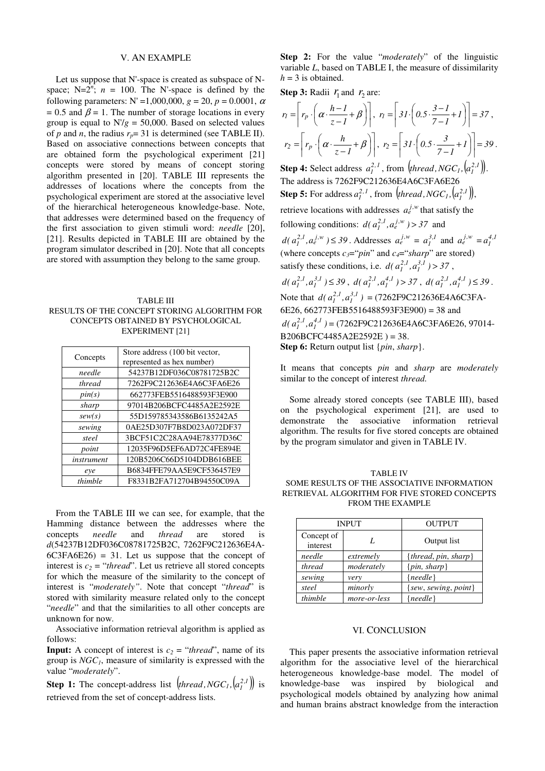## V. AN EXAMPLE

Let us suppose that N'-space is created as subspace of N-space; $N=2^n$; $n = 100$. The N'-space is defined by the following parameters: N' =1,000,000, $g = 20$, $p = 0.0001$, $\alpha = 0.5$ and $\beta = 1$. The number of storage locations in every group is equal to N'/$g$ = 50,000. Based on selected values of $p$ and $n$, the radius $r_p$= 31 is determined (see TABLE II). Based on associative connections between concepts that are obtained form the psychological experiment [21] concepts were stored by means of concept storing algorithm presented in [20]. TABLE III represents the addresses of locations where the concepts from the psychological experiment are stored at the associative level of the hierarchical heterogeneous knowledge-base. Note, that addresses were determined based on the frequency of the first association to given stimuli word: *needle* [20], [21]. Results depicted in TABLE III are obtained by the program simulator described in [20]. Note that all concepts are stored with assumption they belong to the same group.

TABLE III
RESULTS OF THE CONCEPT STORING ALGORITHM FOR CONCEPTS OBTAINED BY PSYCHOLOGICAL EXPERIMENT [21]

| Concepts | Store address (100 bit vector, represented as hex number) |
|---|---|
| *needle* | 54237B12DF036C08781725B2C |
| *thread* | 7262F9C212636E4A6C3FA6E26 |
| *pin(s)* | 662773FEB5516488593F3E900 |
| *sharp* | 97014B206BCFC4485A2E2592E |
| *sew(s)* | 55D159785343586B6135242A5 |
| *sewing* | 0AE25D307F7B8D023A072DF37 |
| *steel* | 3BCF51C2C28AA94E78377D36C |
| *point* | 12035F96D5EF6AD72C4FE894E |
| *instrument* | 120B5206C66D5104DDB616BEE |
| *eye* | B6834FFE79AA5E9CF536457E9 |
| *thimble* | F8331B2FA712704B94550C09A |

From the TABLE III we can see, for example, that the Hamming distance between the addresses where the concepts *needle* and *thread* are stored is $d$(54237B12DF036C08781725B2C, 7262F9C212636E4A6C3FA6E26) = 31. Let us suppose that the concept of interest is $c_2$ = "*thread*". Let us retrieve all stored concepts for which the measure of the similarity to the concept of interest is "*moderately"*. Note that concept "*thread*" is stored with similarity measure related only to the concept "*needle*" and that the similarities to all other concepts are unknown for now.

Associative information retrieval algorithm is applied as follows:

**Input:** A concept of interest is $c_2$ = "*thread*", name of its group is $NGC_1$, measure of similarity is expressed with the value "*moderately*".

**Step 1:** The concept-address list $\left(thread, NGC_1, \left(a_1^{2,1}\right)\right)$ is retrieved from the set of concept-address lists.

**Step 2:** For the value "*moderately*" of the linguistic variable $L$, based on TABLE I, the measure of dissimilarity $h = 3$ is obtained.

**Step 3:** Radii $r_1$ and $r_2$ are:

$$r_1 = \left\lceil r_p \cdot \left( \alpha \cdot \frac{h-1}{z-1} + \beta \right) \right\rceil,\; r_1 = \left\lceil 31 \cdot \left( 0.5 \cdot \frac{3-1}{7-1} + 1 \right) \right\rceil = 37,$$

$$r_2 = \left\lceil r_p \cdot \left( \alpha \cdot \frac{h}{z-1} + \beta \right) \right\rceil,\; r_2 = \left\lceil 31 \cdot \left( 0.5 \cdot \frac{3}{7-1} + 1 \right) \right\rceil = 39.$$

**Step 4:** Select address $a_1^{2,1}$, from $\left(thread, NGC_1, \left(a_1^{2,1}\right)\right)$. The address is 7262F9C212636E4A6C3FA6E26

**Step 5:** For address $a_1^{2,1}$, from $\left(thread, NGC_1, \left(a_1^{2,1}\right)\right)$, retrieve locations with addresses $a_e^{j,w}$ that satisfy the following conditions: $d(a_1^{2,1}, a_e^{j,w}) > 37$ and $d(a_1^{2,1}, a_e^{j,w}) \le 39$. Addresses $a_e^{j,w} = a_1^{3,1}$ and $a_e^{j,w} = a_1^{4,1}$ (where concepts $c_3$="*pin*" and $c_4$="*sharp*" are stored) satisfy these conditions, i.e. $d(a_1^{2,1}, a_1^{3,1}) > 37$, $d(a_1^{2,1}, a_1^{3,1}) \le 39$, $d(a_1^{2,1}, a_1^{4,1}) > 37$, $d(a_1^{2,1}, a_1^{4,1}) \le 39$. Note that $d(a_1^{2,1}, a_1^{3,1})$ = (7262F9C212636E4A6C3FA6E26, 662773FEB5516488593F3E900) = 38 and $d(a_1^{2,1}, a_1^{4,1})$ = (7262F9C212636E4A6C3FA6E26, 97014B206BCFC4485A2E2592E ) = 38.

**Step 6:** Return output list {*pin*, *sharp*}.

It means that concepts *pin* and *sharp* are *moderately* similar to the concept of interest *thread.*

Some already stored concepts (see TABLE III), based on the psychological experiment [21], are used to demonstrate the associative information retrieval algorithm. The results for five stored concepts are obtained by the program simulator and given in TABLE IV.

TABLE IV
SOME RESULTS OF THE ASSOCIATIVE INFORMATION RETRIEVAL ALGORITHM FOR FIVE STORED CONCEPTS FROM THE EXAMPLE

| INPUT | | OUTPUT |
|---|---|---|
| Concept of interest | $L$ | Output list |
| *needle* | *extremely* | {*thread*, *pin*, *sharp*} |
| *thread* | *moderately* | {*pin*, *sharp*} |
| *sewing* | *very* | {*needle*} |
| *steel* | *minorly* | {*sew*, *sewing*, *point*} |
| *thimble* | *more-or-less* | {*needle*} |

## VI. CONCLUSION

This paper presents the associative information retrieval algorithm for the associative level of the hierarchical heterogeneous knowledge-base model. The model of knowledge-base was inspired by biological and psychological models obtained by analyzing how animal and human brains abstract knowledge from the interaction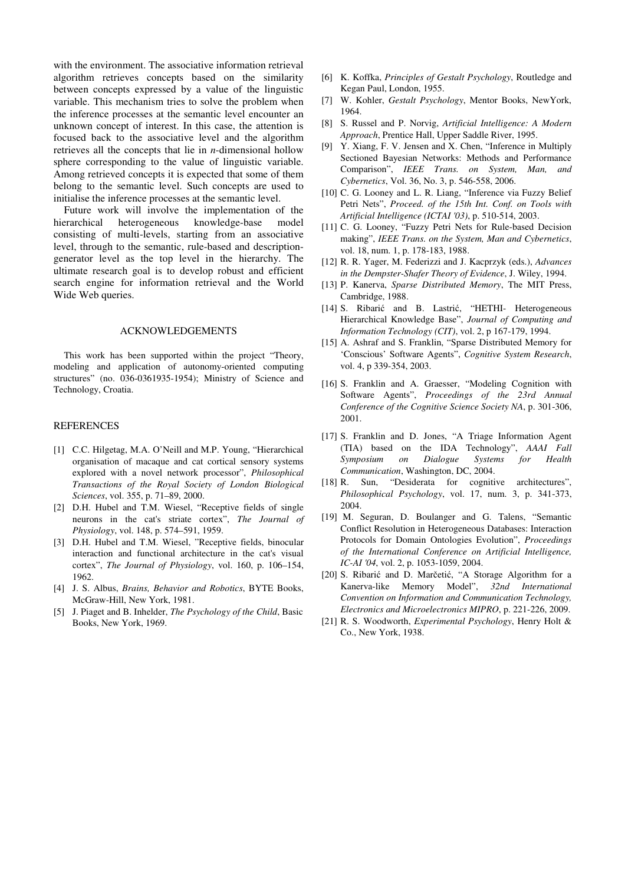with the environment. The associative information retrieval algorithm retrieves concepts based on the similarity between concepts expressed by a value of the linguistic variable. This mechanism tries to solve the problem when the inference processes at the semantic level encounter an unknown concept of interest. In this case, the attention is focused back to the associative level and the algorithm retrieves all the concepts that lie in *n*-dimensional hollow sphere corresponding to the value of linguistic variable. Among retrieved concepts it is expected that some of them belong to the semantic level. Such concepts are used to initialise the inference processes at the semantic level.

Future work will involve the implementation of the hierarchical heterogeneous knowledge-base model consisting of multi-levels, starting from an associative level, through to the semantic, rule-based and description-generator level as the top level in the hierarchy. The ultimate research goal is to develop robust and efficient search engine for information retrieval and the World Wide Web queries.

## ACKNOWLEDGEMENTS

This work has been supported within the project "Theory, modeling and application of autonomy-oriented computing structures" (no. 036-0361935-1954); Ministry of Science and Technology, Croatia.

## REFERENCES

[1] C.C. Hilgetag, M.A. O'Neill and M.P. Young, "Hierarchical organisation of macaque and cat cortical sensory systems explored with a novel network processor", *Philosophical Transactions of the Royal Society of London Biological Sciences*, vol. 355, p. 71–89, 2000.

[2] D.H. Hubel and T.M. Wiesel, "Receptive fields of single neurons in the cat's striate cortex", *The Journal of Physiology*, vol. 148, p. 574–591, 1959.

[3] D.H. Hubel and T.M. Wiesel, "Receptive fields, binocular interaction and functional architecture in the cat's visual cortex", *The Journal of Physiology*, vol. 160, p. 106–154, 1962.

[4] J. S. Albus, *Brains, Behavior and Robotics*, BYTE Books, McGraw-Hill, New York, 1981.

[5] J. Piaget and B. Inhelder, *The Psychology of the Child*, Basic Books, New York, 1969.

[6] K. Koffka, *Principles of Gestalt Psychology*, Routledge and Kegan Paul, London, 1955.

[7] W. Kohler, *Gestalt Psychology*, Mentor Books, NewYork, 1964.

[8] S. Russel and P. Norvig, *Artificial Intelligence: A Modern Approach*, Prentice Hall, Upper Saddle River, 1995.

[9] Y. Xiang, F. V. Jensen and X. Chen, "Inference in Multiply Sectioned Bayesian Networks: Methods and Performance Comparison", *IEEE Trans. on System, Man, and Cybernetics*, Vol. 36, No. 3, p. 546-558, 2006.

[10] C. G. Looney and L. R. Liang, "Inference via Fuzzy Belief Petri Nets", *Proceed. of the 15th Int. Conf. on Tools with Artificial Intelligence (ICTAI '03)*, p. 510-514, 2003.

[11] C. G. Looney, "Fuzzy Petri Nets for Rule-based Decision making", *IEEE Trans. on the System, Man and Cybernetics*, vol. 18, num. 1, p. 178-183, 1988.

[12] R. R. Yager, M. Federizzi and J. Kacprzyk (eds.), *Advances in the Dempster-Shafer Theory of Evidence*, J. Wiley, 1994.

[13] P. Kanerva, *Sparse Distributed Memory*, The MIT Press, Cambridge, 1988.

[14] S. Ribarić and B. Lastrić, "HETHI- Heterogeneous Hierarchical Knowledge Base", *Journal of Computing and Information Technology (CIT)*, vol. 2, p 167-179, 1994.

[15] A. Ashraf and S. Franklin, "Sparse Distributed Memory for 'Conscious' Software Agents", *Cognitive System Research*, vol. 4, p 339-354, 2003.

[16] S. Franklin and A. Graesser, "Modeling Cognition with Software Agents", *Proceedings of the 23rd Annual Conference of the Cognitive Science Society NA*, p. 301-306, 2001.

[17] S. Franklin and D. Jones, "A Triage Information Agent (TIA) based on the IDA Technology", *AAAI Fall Symposium on Dialogue Systems for Health Communication*, Washington, DC, 2004.

[18] R. Sun, "Desiderata for cognitive architectures", *Philosophical Psychology*, vol. 17, num. 3, p. 341-373, 2004.

[19] M. Seguran, D. Boulanger and G. Talens, "Semantic Conflict Resolution in Heterogeneous Databases: Interaction Protocols for Domain Ontologies Evolution", *Proceedings of the International Conference on Artificial Intelligence, IC-AI '04*, vol. 2, p. 1053-1059, 2004.

[20] S. Ribarić and D. Marčetić, "A Storage Algorithm for a Kanerva-like Memory Model", *32nd International Convention on Information and Communication Technology, Electronics and Microelectronics MIPRO*, p. 221-226, 2009.

[21] R. S. Woodworth, *Experimental Psychology*, Henry Holt & Co., New York, 1938.